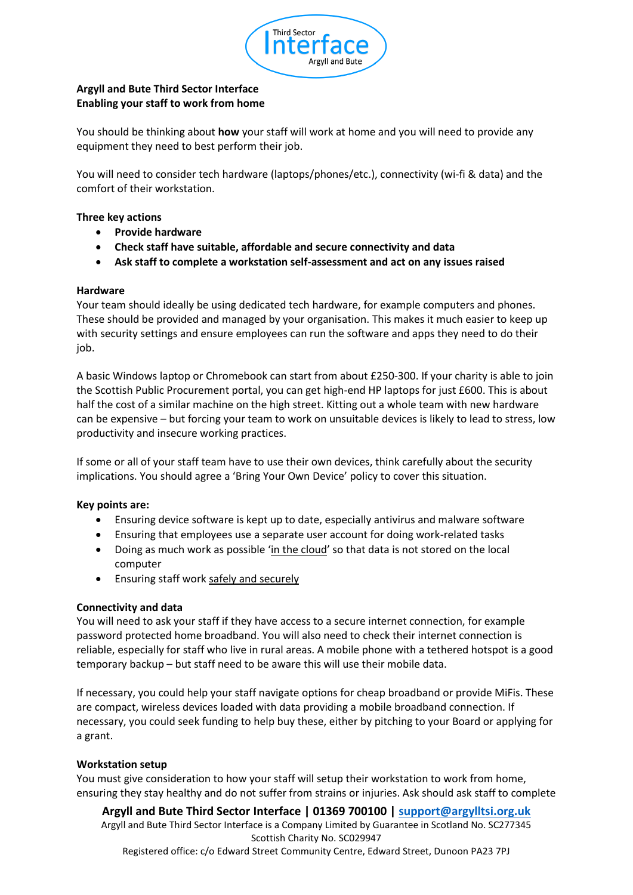**Argyll and Bute Third Sector Interface**
**Enabling your staff to work from home**

You should be thinking about **how** your staff will work at home and you will need to provide any equipment they need to best perform their job.

You will need to consider tech hardware (laptops/phones/etc.), connectivity (wi-fi & data) and the comfort of their workstation.

**Three key actions**

- **Provide hardware**
- **Check staff have suitable, affordable and secure connectivity and data**
- **Ask staff to complete a workstation self-assessment and act on any issues raised**

**Hardware**
Your team should ideally be using dedicated tech hardware, for example computers and phones. These should be provided and managed by your organisation. This makes it much easier to keep up with security settings and ensure employees can run the software and apps they need to do their job.

A basic Windows laptop or Chromebook can start from about £250-300. If your charity is able to join the Scottish Public Procurement portal, you can get high-end HP laptops for just £600. This is about half the cost of a similar machine on the high street. Kitting out a whole team with new hardware can be expensive – but forcing your team to work on unsuitable devices is likely to lead to stress, low productivity and insecure working practices.

If some or all of your staff team have to use their own devices, think carefully about the security implications. You should agree a 'Bring Your Own Device' policy to cover this situation.

**Key points are:**

- Ensuring device software is kept up to date, especially antivirus and malware software
- Ensuring that employees use a separate user account for doing work-related tasks
- Doing as much work as possible 'in the cloud' so that data is not stored on the local computer
- Ensuring staff work safely and securely

**Connectivity and data**
You will need to ask your staff if they have access to a secure internet connection, for example password protected home broadband. You will also need to check their internet connection is reliable, especially for staff who live in rural areas. A mobile phone with a tethered hotspot is a good temporary backup – but staff need to be aware this will use their mobile data.

If necessary, you could help your staff navigate options for cheap broadband or provide MiFis. These are compact, wireless devices loaded with data providing a mobile broadband connection. If necessary, you could seek funding to help buy these, either by pitching to your Board or applying for a grant.

**Workstation setup**
You must give consideration to how your staff will setup their workstation to work from home, ensuring they stay healthy and do not suffer from strains or injuries. Ask should ask staff to complete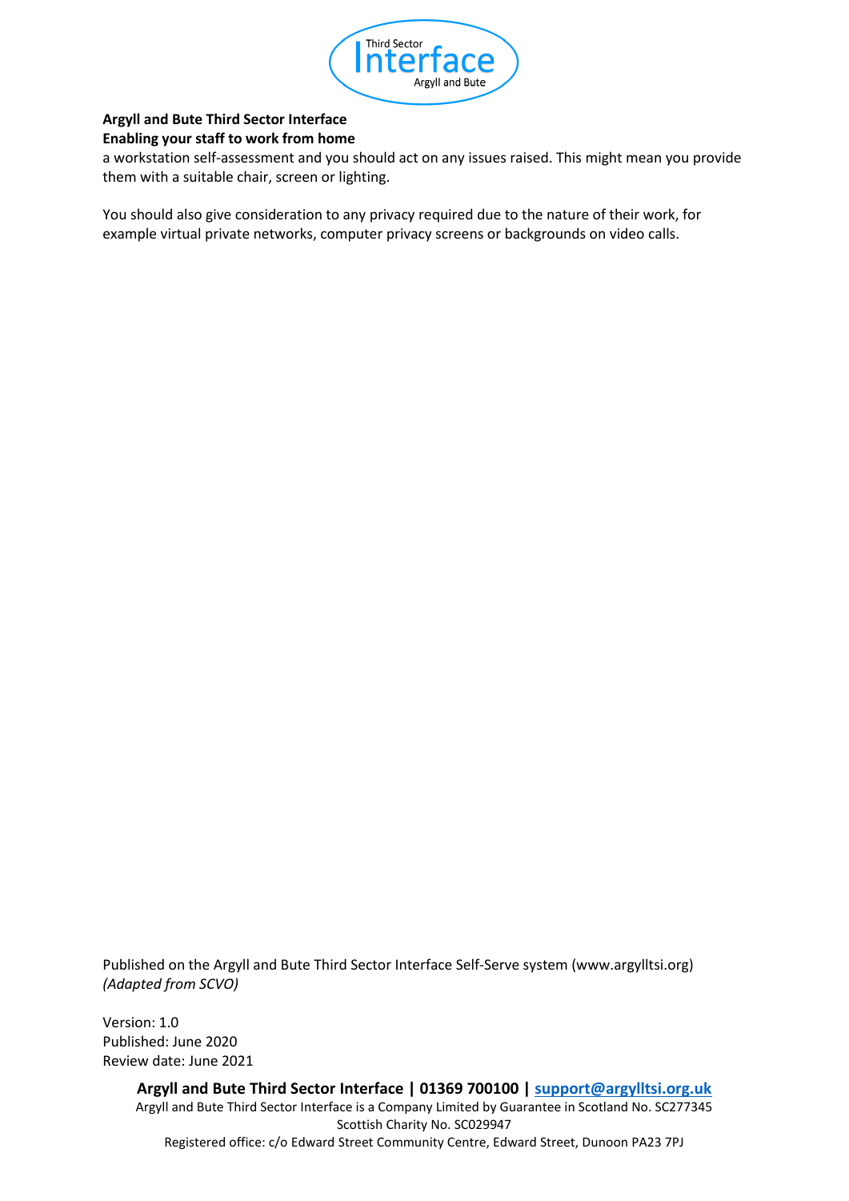a workstation self-assessment and you should act on any issues raised. This might mean you provide them with a suitable chair, screen or lighting.

You should also give consideration to any privacy required due to the nature of their work, for example virtual private networks, computer privacy screens or backgrounds on video calls.

Published on the Argyll and Bute Third Sector Interface Self-Serve system (www.argylltsi.org)
*(Adapted from SCVO)*

Version: 1.0
Published: June 2020
Review date: June 2021